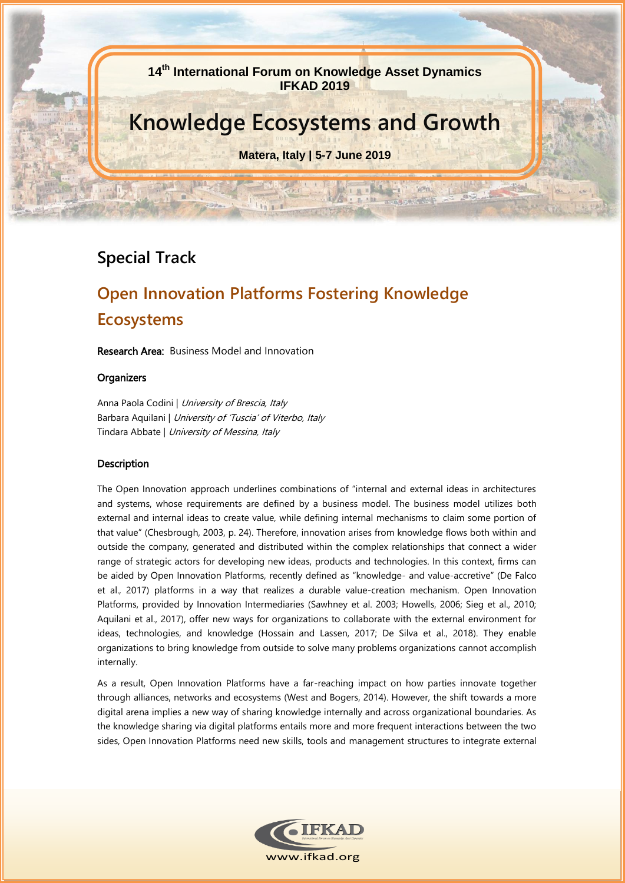14th International Forum on Knowledge Asset Dynamics
IFKAD 2019

# Knowledge Ecosystems and Growth

Matera, Italy | 5-7 June 2019

## Special Track

## Open Innovation Platforms Fostering Knowledge Ecosystems

**Research Area:** Business Model and Innovation

### Organizers

Anna Paola Codini | *University of Brescia, Italy*
Barbara Aquilani | *University of 'Tuscia' of Viterbo, Italy*
Tindara Abbate | *University of Messina, Italy*

### Description

The Open Innovation approach underlines combinations of "internal and external ideas in architectures and systems, whose requirements are defined by a business model. The business model utilizes both external and internal ideas to create value, while defining internal mechanisms to claim some portion of that value" (Chesbrough, 2003, p. 24). Therefore, innovation arises from knowledge flows both within and outside the company, generated and distributed within the complex relationships that connect a wider range of strategic actors for developing new ideas, products and technologies. In this context, firms can be aided by Open Innovation Platforms, recently defined as "knowledge- and value-accretive" (De Falco et al., 2017) platforms in a way that realizes a durable value-creation mechanism. Open Innovation Platforms, provided by Innovation Intermediaries (Sawhney et al. 2003; Howells, 2006; Sieg et al., 2010; Aquilani et al., 2017), offer new ways for organizations to collaborate with the external environment for ideas, technologies, and knowledge (Hossain and Lassen, 2017; De Silva et al., 2018). They enable organizations to bring knowledge from outside to solve many problems organizations cannot accomplish internally.

As a result, Open Innovation Platforms have a far-reaching impact on how parties innovate together through alliances, networks and ecosystems (West and Bogers, 2014). However, the shift towards a more digital arena implies a new way of sharing knowledge internally and across organizational boundaries. As the knowledge sharing via digital platforms entails more and more frequent interactions between the two sides, Open Innovation Platforms need new skills, tools and management structures to integrate external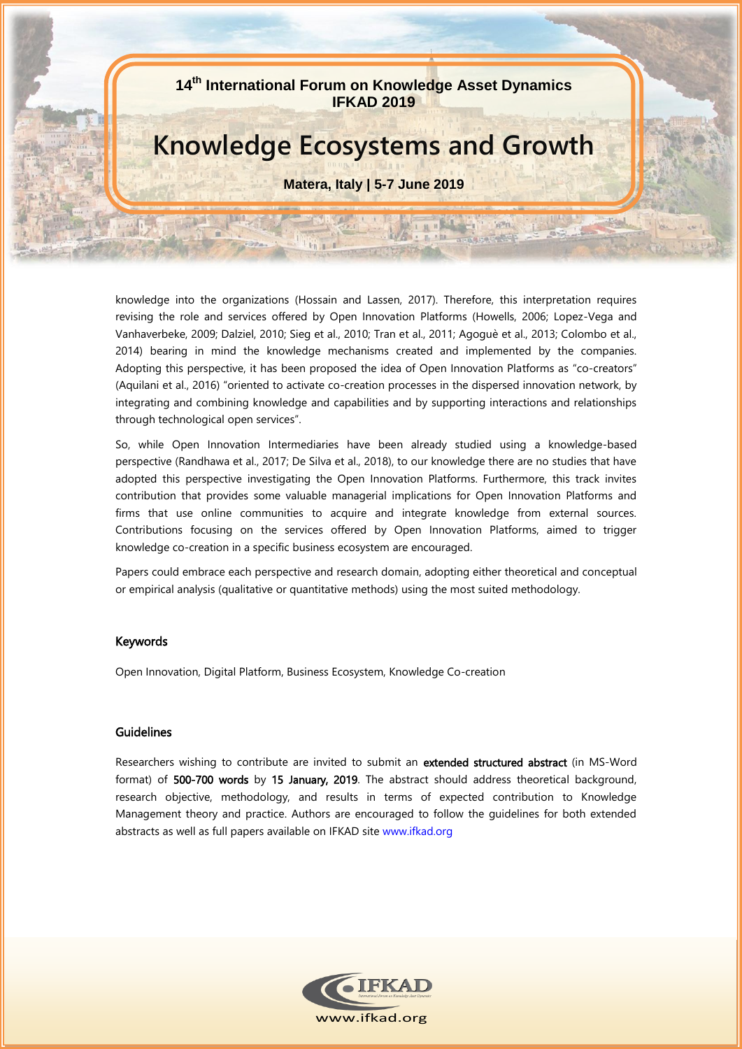knowledge into the organizations (Hossain and Lassen, 2017). Therefore, this interpretation requires revising the role and services offered by Open Innovation Platforms (Howells, 2006; Lopez-Vega and Vanhaverbeke, 2009; Dalziel, 2010; Sieg et al., 2010; Tran et al., 2011; Agoguè et al., 2013; Colombo et al., 2014) bearing in mind the knowledge mechanisms created and implemented by the companies. Adopting this perspective, it has been proposed the idea of Open Innovation Platforms as "co-creators" (Aquilani et al., 2016) "oriented to activate co-creation processes in the dispersed innovation network, by integrating and combining knowledge and capabilities and by supporting interactions and relationships through technological open services".

So, while Open Innovation Intermediaries have been already studied using a knowledge-based perspective (Randhawa et al., 2017; De Silva et al., 2018), to our knowledge there are no studies that have adopted this perspective investigating the Open Innovation Platforms. Furthermore, this track invites contribution that provides some valuable managerial implications for Open Innovation Platforms and firms that use online communities to acquire and integrate knowledge from external sources. Contributions focusing on the services offered by Open Innovation Platforms, aimed to trigger knowledge co-creation in a specific business ecosystem are encouraged.

Papers could embrace each perspective and research domain, adopting either theoretical and conceptual or empirical analysis (qualitative or quantitative methods) using the most suited methodology.

## Keywords

Open Innovation, Digital Platform, Business Ecosystem, Knowledge Co-creation

## Guidelines

Researchers wishing to contribute are invited to submit an **extended structured abstract** (in MS-Word format) of **500-700 words** by **15 January, 2019**. The abstract should address theoretical background, research objective, methodology, and results in terms of expected contribution to Knowledge Management theory and practice. Authors are encouraged to follow the guidelines for both extended abstracts as well as full papers available on IFKAD site www.ifkad.org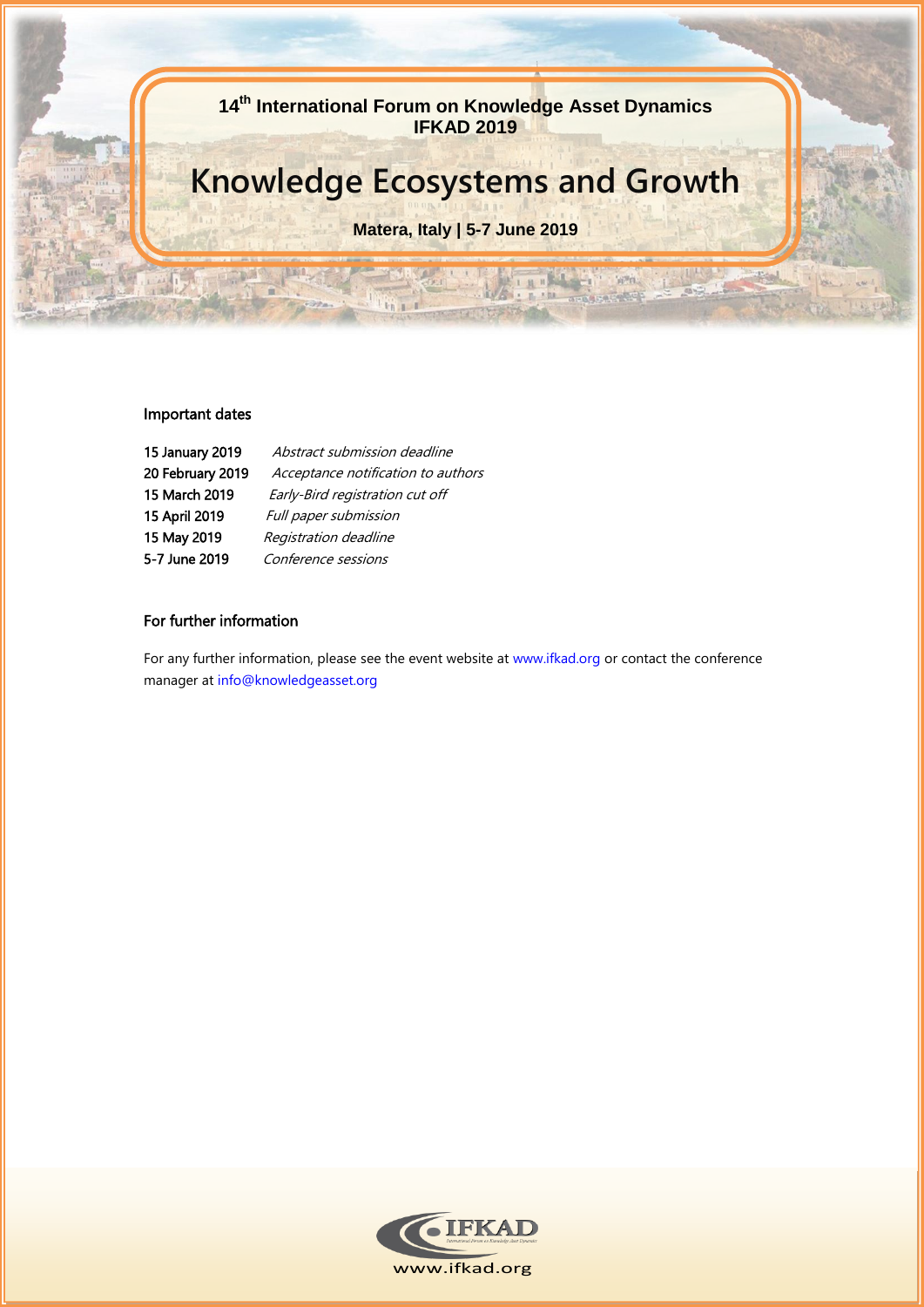14th International Forum on Knowledge Asset Dynamics
IFKAD 2019

# Knowledge Ecosystems and Growth

**Matera, Italy | 5-7 June 2019**

## Important dates

| | |
|---|---|
| 15 January 2019 | *Abstract submission deadline* |
| 20 February 2019 | *Acceptance notification to authors* |
| 15 March 2019 | *Early-Bird registration cut off* |
| 15 April 2019 | *Full paper submission* |
| 15 May 2019 | *Registration deadline* |
| 5-7 June 2019 | *Conference sessions* |

## For further information

For any further information, please see the event website at www.ifkad.org or contact the conference manager at info@knowledgeasset.org

www.ifkad.org